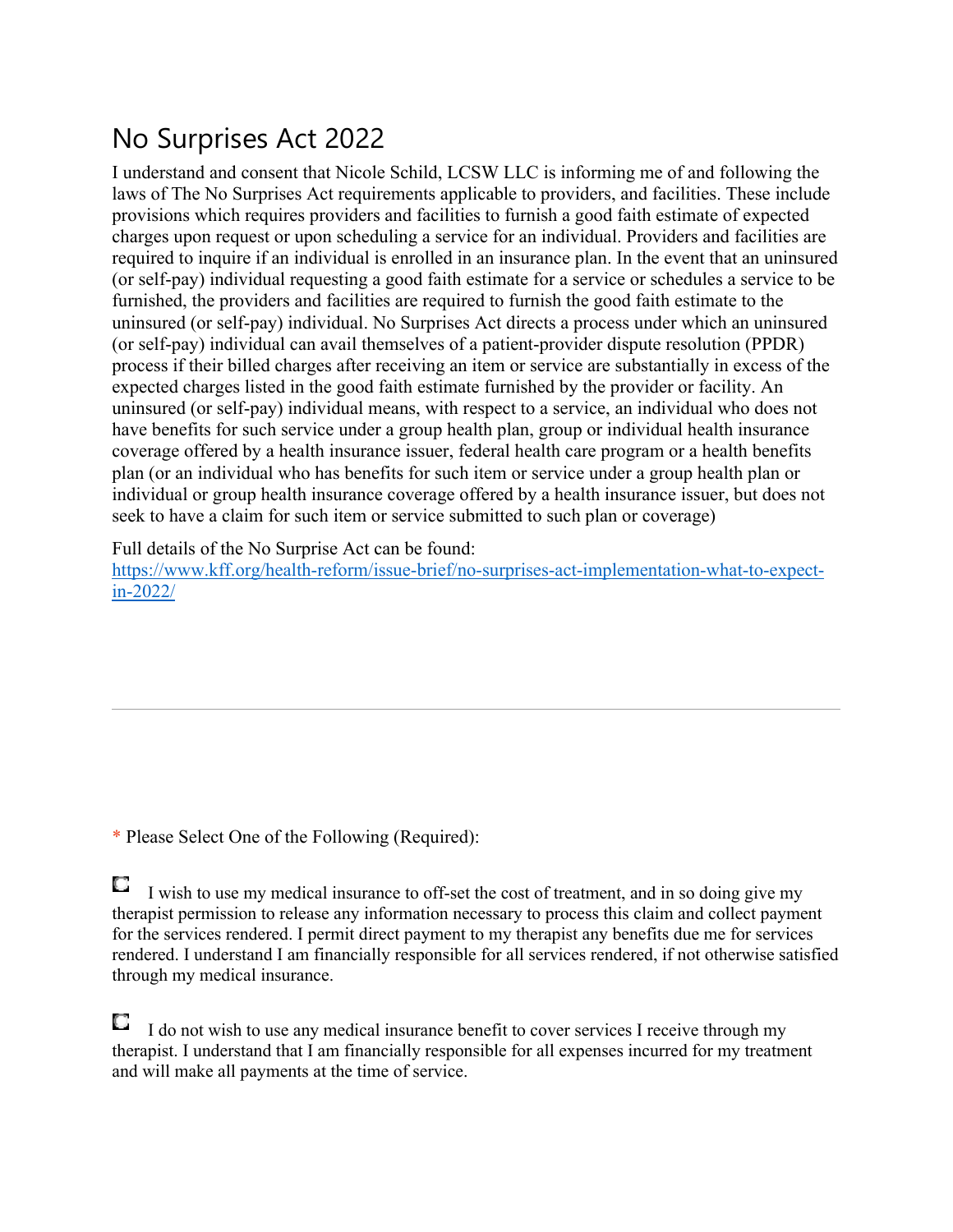# No Surprises Act 2022

I understand and consent that Nicole Schild, LCSW LLC is informing me of and following the laws of The No Surprises Act requirements applicable to providers, and facilities. These include provisions which requires providers and facilities to furnish a good faith estimate of expected charges upon request or upon scheduling a service for an individual. Providers and facilities are required to inquire if an individual is enrolled in an insurance plan. In the event that an uninsured (or self-pay) individual requesting a good faith estimate for a service or schedules a service to be furnished, the providers and facilities are required to furnish the good faith estimate to the uninsured (or self-pay) individual. No Surprises Act directs a process under which an uninsured (or self-pay) individual can avail themselves of a patient-provider dispute resolution (PPDR) process if their billed charges after receiving an item or service are substantially in excess of the expected charges listed in the good faith estimate furnished by the provider or facility. An uninsured (or self-pay) individual means, with respect to a service, an individual who does not have benefits for such service under a group health plan, group or individual health insurance coverage offered by a health insurance issuer, federal health care program or a health benefits plan (or an individual who has benefits for such item or service under a group health plan or individual or group health insurance coverage offered by a health insurance issuer, but does not seek to have a claim for such item or service submitted to such plan or coverage)

Full details of the No Surprise Act can be found:
https://www.kff.org/health-reform/issue-brief/no-surprises-act-implementation-what-to-expect-in-2022/

---

* Please Select One of the Following (Required):

- [ ] I wish to use my medical insurance to off-set the cost of treatment, and in so doing give my therapist permission to release any information necessary to process this claim and collect payment for the services rendered. I permit direct payment to my therapist any benefits due me for services rendered. I understand I am financially responsible for all services rendered, if not otherwise satisfied through my medical insurance.

- [ ] I do not wish to use any medical insurance benefit to cover services I receive through my therapist. I understand that I am financially responsible for all expenses incurred for my treatment and will make all payments at the time of service.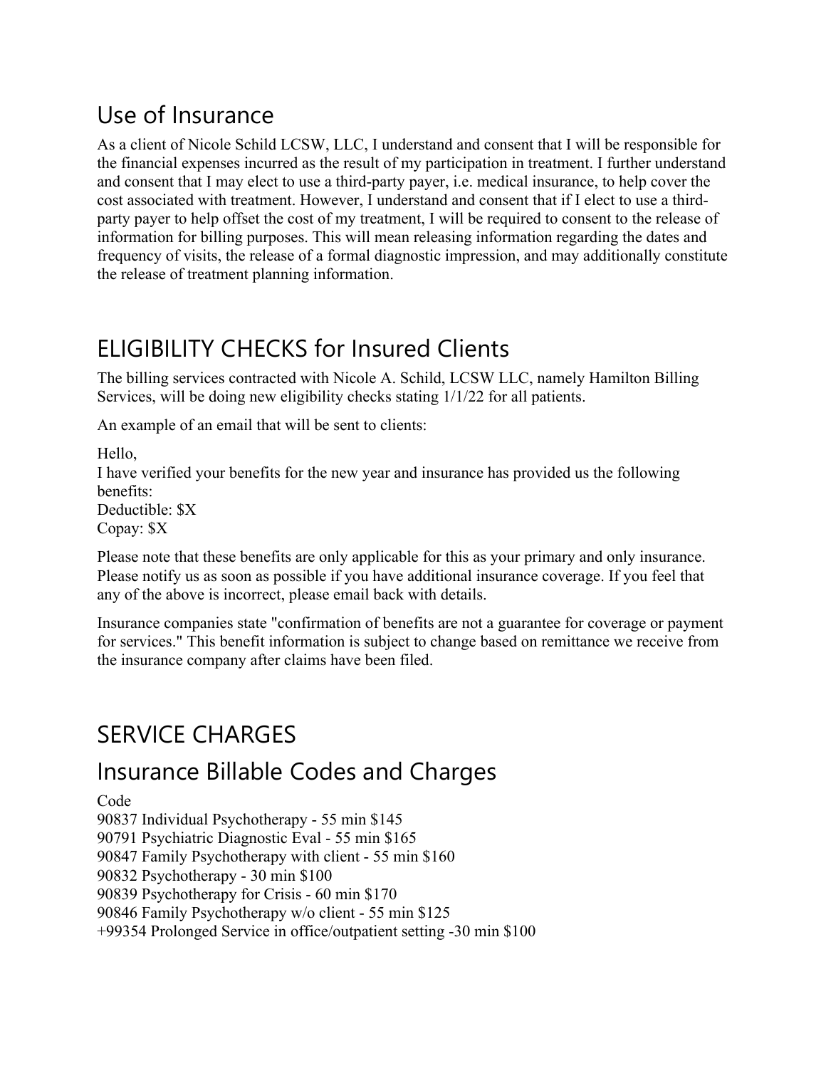## Use of Insurance

As a client of Nicole Schild LCSW, LLC, I understand and consent that I will be responsible for the financial expenses incurred as the result of my participation in treatment. I further understand and consent that I may elect to use a third-party payer, i.e. medical insurance, to help cover the cost associated with treatment. However, I understand and consent that if I elect to use a third-party payer to help offset the cost of my treatment, I will be required to consent to the release of information for billing purposes. This will mean releasing information regarding the dates and frequency of visits, the release of a formal diagnostic impression, and may additionally constitute the release of treatment planning information.

## ELIGIBILITY CHECKS for Insured Clients

The billing services contracted with Nicole A. Schild, LCSW LLC, namely Hamilton Billing Services, will be doing new eligibility checks stating 1/1/22 for all patients.

An example of an email that will be sent to clients:

Hello,
I have verified your benefits for the new year and insurance has provided us the following benefits:
Deductible: $X
Copay: $X

Please note that these benefits are only applicable for this as your primary and only insurance. Please notify us as soon as possible if you have additional insurance coverage. If you feel that any of the above is incorrect, please email back with details.

Insurance companies state "confirmation of benefits are not a guarantee for coverage or payment for services." This benefit information is subject to change based on remittance we receive from the insurance company after claims have been filed.

## SERVICE CHARGES

## Insurance Billable Codes and Charges

Code
90837 Individual Psychotherapy - 55 min $145
90791 Psychiatric Diagnostic Eval - 55 min $165
90847 Family Psychotherapy with client - 55 min $160
90832 Psychotherapy - 30 min $100
90839 Psychotherapy for Crisis - 60 min $170
90846 Family Psychotherapy w/o client - 55 min $125
+99354 Prolonged Service in office/outpatient setting -30 min $100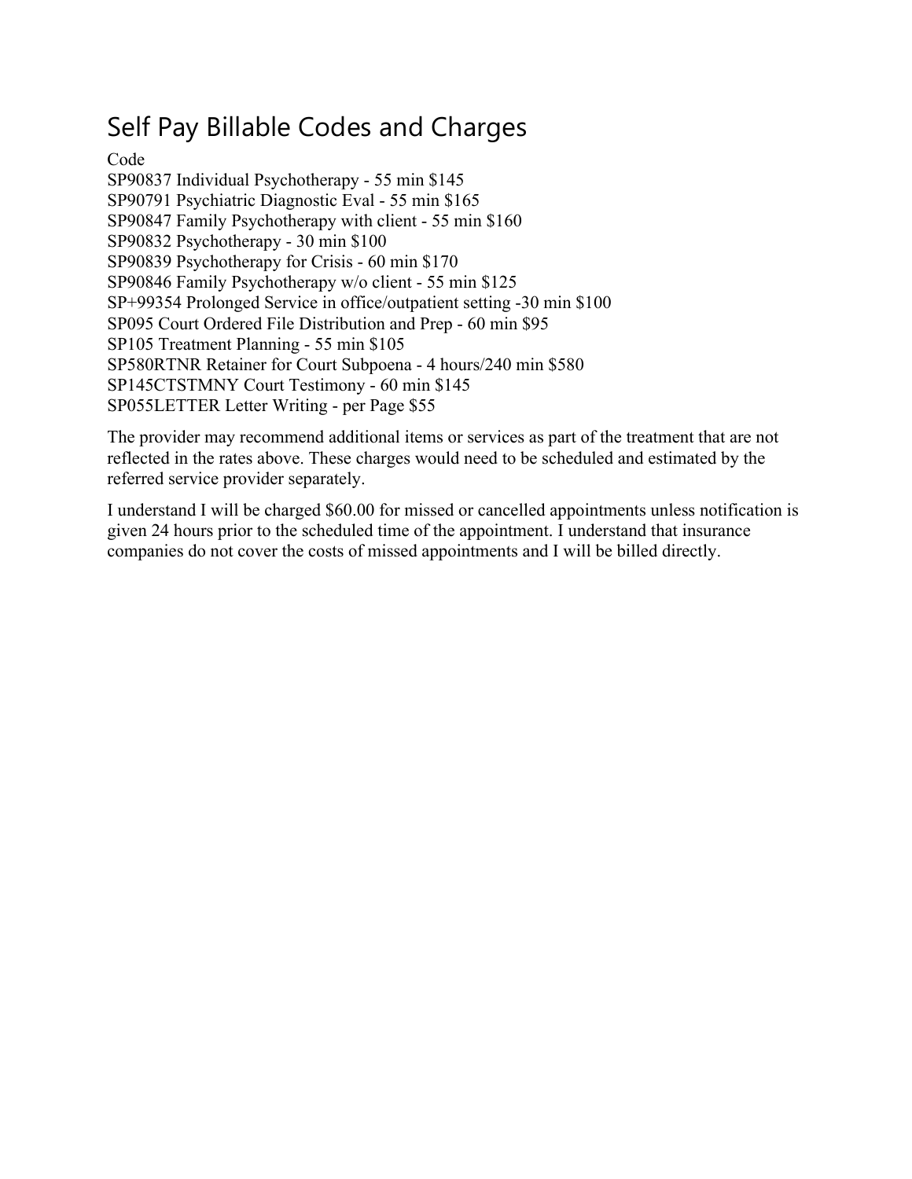# Self Pay Billable Codes and Charges

Code
SP90837 Individual Psychotherapy - 55 min $145
SP90791 Psychiatric Diagnostic Eval - 55 min $165
SP90847 Family Psychotherapy with client - 55 min $160
SP90832 Psychotherapy - 30 min $100
SP90839 Psychotherapy for Crisis - 60 min $170
SP90846 Family Psychotherapy w/o client - 55 min $125
SP+99354 Prolonged Service in office/outpatient setting -30 min $100
SP095 Court Ordered File Distribution and Prep - 60 min $95
SP105 Treatment Planning - 55 min $105
SP580RTNR Retainer for Court Subpoena - 4 hours/240 min $580
SP145CTSTMNY Court Testimony - 60 min $145
SP055LETTER Letter Writing - per Page $55

The provider may recommend additional items or services as part of the treatment that are not reflected in the rates above. These charges would need to be scheduled and estimated by the referred service provider separately.

I understand I will be charged $60.00 for missed or cancelled appointments unless notification is given 24 hours prior to the scheduled time of the appointment. I understand that insurance companies do not cover the costs of missed appointments and I will be billed directly.